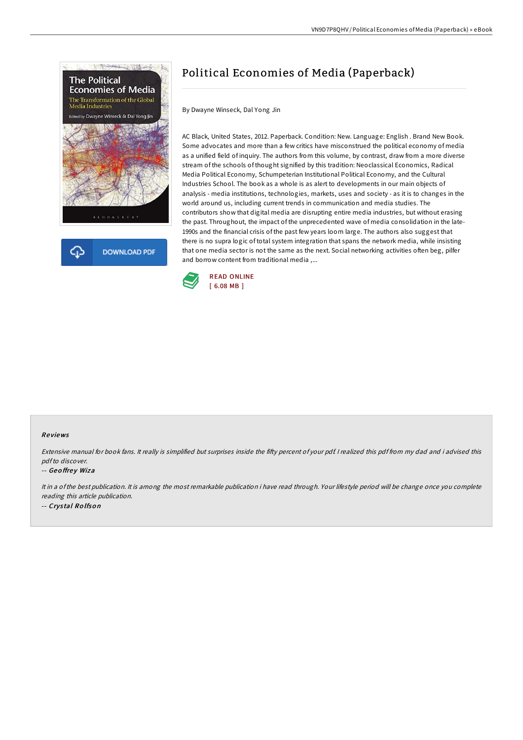# Political Economies of Media (Paperback)

By Dwayne Winseck, Dal Yong Jin

AC Black, United States, 2012. Paperback. Condition: New. Language: English . Brand New Book. Some advocates and more than a few critics have misconstrued the political economy of media as a unified field of inquiry. The authors from this volume, by contrast, draw from a more diverse stream of the schools of thought signified by this tradition: Neoclassical Economics, Radical Media Political Economy, Schumpeterian Institutional Political Economy, and the Cultural Industries School. The book as a whole is as alert to developments in our main objects of analysis - media institutions, technologies, markets, uses and society - as it is to changes in the world around us, including current trends in communication and media studies. The contributors show that digital media are disrupting entire media industries, but without erasing the past. Throughout, the impact of the unprecedented wave of media consolidation in the late-1990s and the financial crisis of the past few years loom large. The authors also suggest that there is no supra logic of total system integration that spans the network media, while insisting that one media sector is not the same as the next. Social networking activities often beg, pilfer and borrow content from traditional media ,...

DOWNLOAD PDF

READ ONLINE
[ 6.08 MB ]

## Reviews

*Extensive manual for book fans. It really is simplified but surprises inside the fifty percent of your pdf. I realized this pdf from my dad and i advised this pdf to discover.*

-- *Geoffrey Wiza*

*It in a of the best publication. It is among the most remarkable publication i have read through. Your lifestyle period will be change once you complete reading this article publication.*

-- *Crystal Rolfson*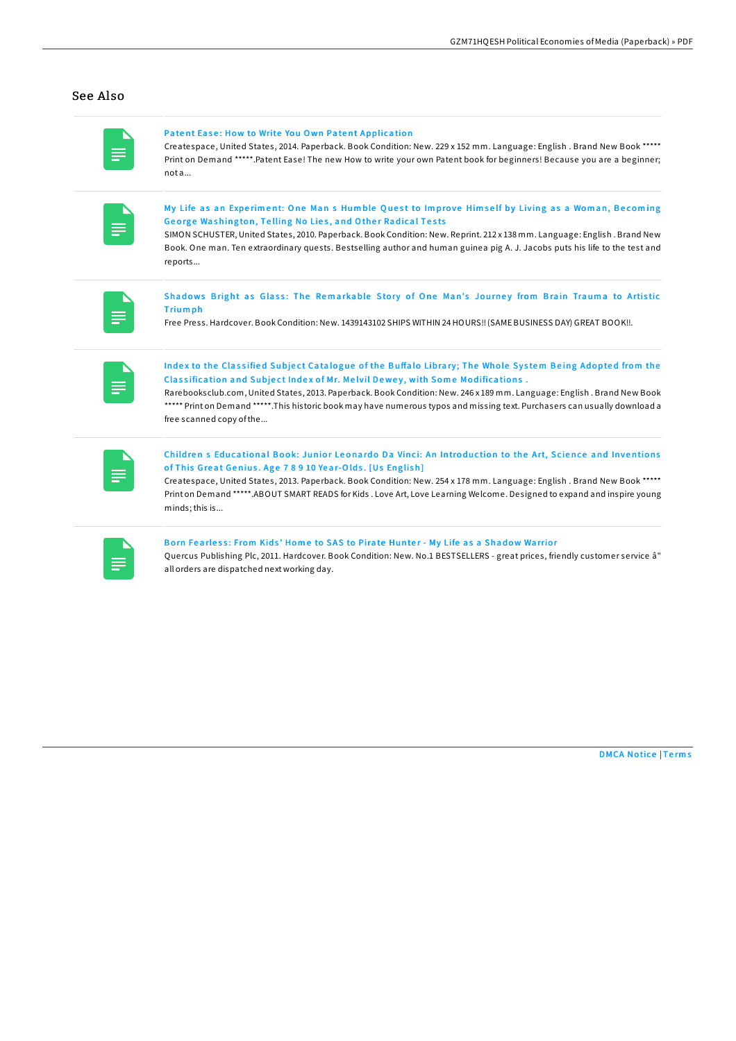## See Also

**Patent Ease: How to Write You Own Patent Application**

Createspace, United States, 2014. Paperback. Book Condition: New. 229 x 152 mm. Language: English . Brand New Book ***** Print on Demand *****.Patent Ease! The new How to write your own Patent book for beginners! Because you are a beginner; not a...

**My Life as an Experiment: One Man s Humble Quest to Improve Himself by Living as a Woman, Becoming George Washington, Telling No Lies, and Other Radical Tests**

SIMON SCHUSTER, United States, 2010. Paperback. Book Condition: New. Reprint. 212 x 138 mm. Language: English . Brand New Book. One man. Ten extraordinary quests. Bestselling author and human guinea pig A. J. Jacobs puts his life to the test and reports...

**Shadows Bright as Glass: The Remarkable Story of One Man's Journey from Brain Trauma to Artistic Triumph**

Free Press. Hardcover. Book Condition: New. 1439143102 SHIPS WITHIN 24 HOURS!! (SAME BUSINESS DAY) GREAT BOOK!!.

**Index to the Classified Subject Catalogue of the Buffalo Library; The Whole System Being Adopted from the Classification and Subject Index of Mr. Melvil Dewey, with Some Modifications .**

Rarebooksclub.com, United States, 2013. Paperback. Book Condition: New. 246 x 189 mm. Language: English . Brand New Book ***** Print on Demand *****.This historic book may have numerous typos and missing text. Purchasers can usually download a free scanned copy of the...

**Children s Educational Book: Junior Leonardo Da Vinci: An Introduction to the Art, Science and Inventions of This Great Genius. Age 7 8 9 10 Year-Olds. [Us English]**

Createspace, United States, 2013. Paperback. Book Condition: New. 254 x 178 mm. Language: English . Brand New Book ***** Print on Demand *****.ABOUT SMART READS for Kids . Love Art, Love Learning Welcome. Designed to expand and inspire young minds; this is...

**Born Fearless: From Kids' Home to SAS to Pirate Hunter - My Life as a Shadow Warrior**

Quercus Publishing Plc, 2011. Hardcover. Book Condition: New. No.1 BESTSELLERS - great prices, friendly customer service â" all orders are dispatched next working day.